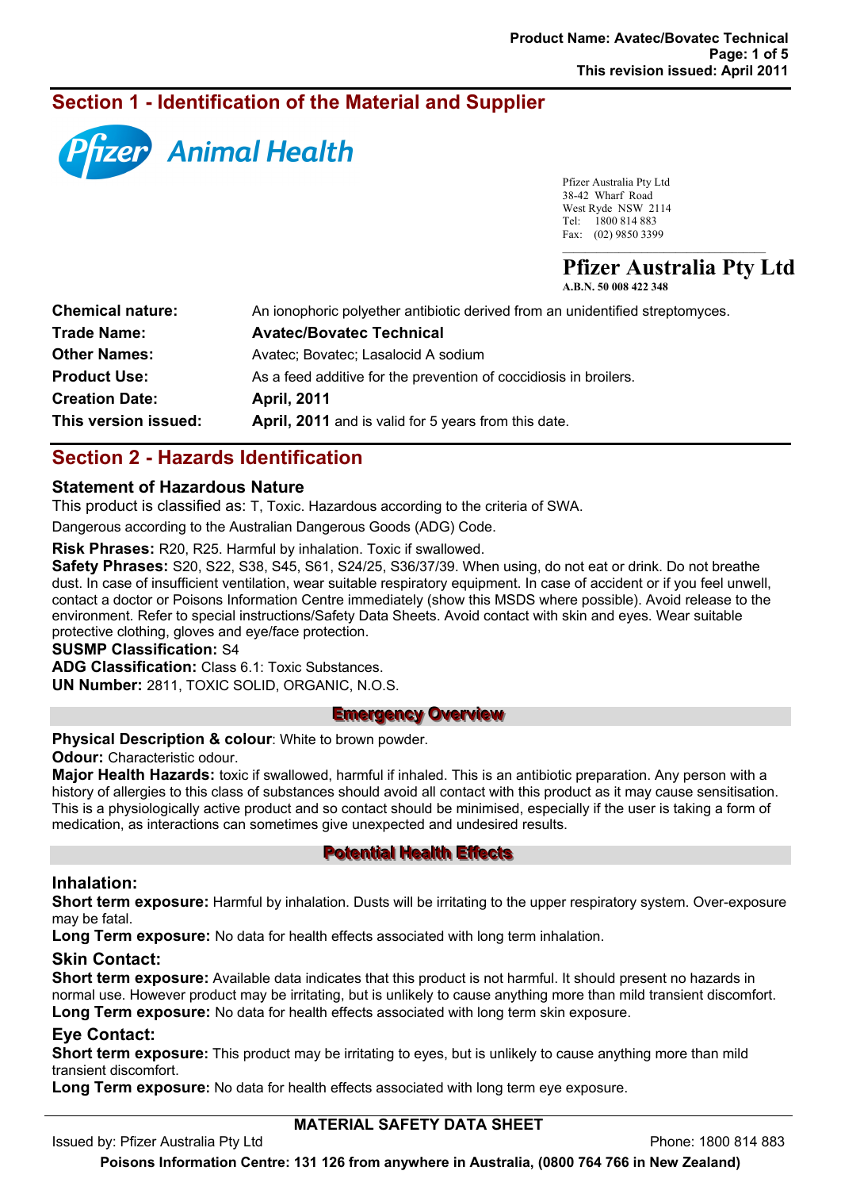## Section 1 - Identification of the Material and Supplier

Pfizer Animal Health

Pfizer Australia Pty Ltd
38-42 Wharf Road
West Ryde NSW 2114
Tel: 1800 814 883
Fax: (02) 9850 3399

**Pfizer Australia Pty Ltd**
**A.B.N. 50 008 422 348**

| | |
|---|---|
| **Chemical nature:** | An ionophoric polyether antibiotic derived from an unidentified streptomyces. |
| **Trade Name:** | **Avatec/Bovatec Technical** |
| **Other Names:** | Avatec; Bovatec; Lasalocid A sodium |
| **Product Use:** | As a feed additive for the prevention of coccidiosis in broilers. |
| **Creation Date:** | **April, 2011** |
| **This version issued:** | **April, 2011** and is valid for 5 years from this date. |

## Section 2 - Hazards Identification

### Statement of Hazardous Nature

This product is classified as: T, Toxic. Hazardous according to the criteria of SWA.

Dangerous according to the Australian Dangerous Goods (ADG) Code.

**Risk Phrases:** R20, R25. Harmful by inhalation. Toxic if swallowed.

**Safety Phrases:** S20, S22, S38, S45, S61, S24/25, S36/37/39. When using, do not eat or drink. Do not breathe dust. In case of insufficient ventilation, wear suitable respiratory equipment. In case of accident or if you feel unwell, contact a doctor or Poisons Information Centre immediately (show this MSDS where possible). Avoid release to the environment. Refer to special instructions/Safety Data Sheets. Avoid contact with skin and eyes. Wear suitable protective clothing, gloves and eye/face protection.

**SUSMP Classification:** S4

**ADG Classification:** Class 6.1: Toxic Substances.

**UN Number:** 2811, TOXIC SOLID, ORGANIC, N.O.S.

### Emergency Overview

**Physical Description & colour**: White to brown powder.

**Odour:** Characteristic odour.

**Major Health Hazards:** toxic if swallowed, harmful if inhaled. This is an antibiotic preparation. Any person with a history of allergies to this class of substances should avoid all contact with this product as it may cause sensitisation. This is a physiologically active product and so contact should be minimised, especially if the user is taking a form of medication, as interactions can sometimes give unexpected and undesired results.

### Potential Health Effects

#### Inhalation:

**Short term exposure:** Harmful by inhalation. Dusts will be irritating to the upper respiratory system. Over-exposure may be fatal.

**Long Term exposure:** No data for health effects associated with long term inhalation.

#### Skin Contact:

**Short term exposure:** Available data indicates that this product is not harmful. It should present no hazards in normal use. However product may be irritating, but is unlikely to cause anything more than mild transient discomfort.

**Long Term exposure:** No data for health effects associated with long term skin exposure.

#### Eye Contact:

**Short term exposure:** This product may be irritating to eyes, but is unlikely to cause anything more than mild transient discomfort.

**Long Term exposure:** No data for health effects associated with long term eye exposure.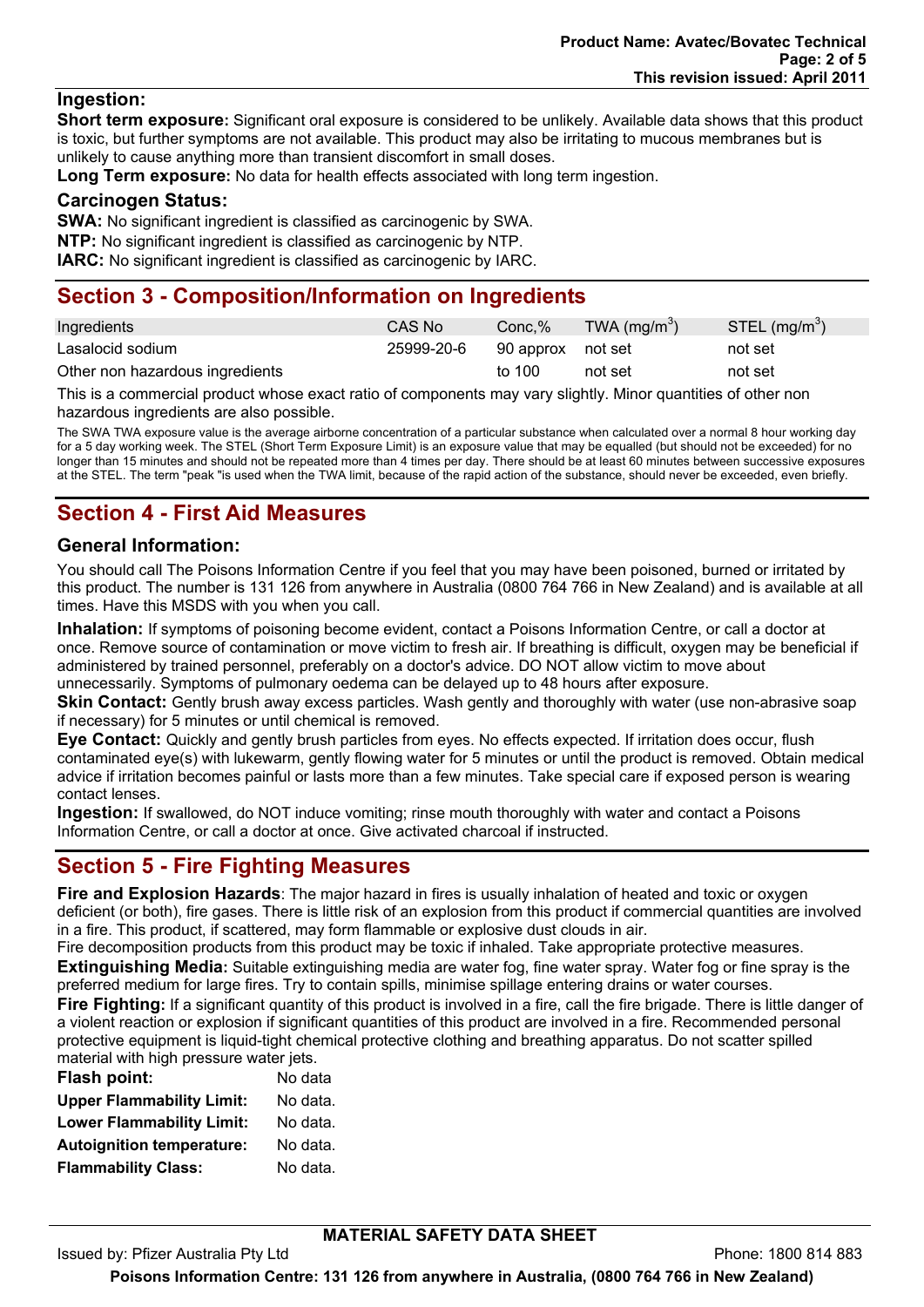### Ingestion:

**Short term exposure:** Significant oral exposure is considered to be unlikely. Available data shows that this product is toxic, but further symptoms are not available. This product may also be irritating to mucous membranes but is unlikely to cause anything more than transient discomfort in small doses.

**Long Term exposure:** No data for health effects associated with long term ingestion.

### Carcinogen Status:

**SWA:** No significant ingredient is classified as carcinogenic by SWA.
**NTP:** No significant ingredient is classified as carcinogenic by NTP.
**IARC:** No significant ingredient is classified as carcinogenic by IARC.

## Section 3 - Composition/Information on Ingredients

| Ingredients | CAS No | Conc,% | TWA ($mg/m^3$) | STEL ($mg/m^3$) |
|---|---|---|---|---|
| Lasalocid sodium | 25999-20-6 | 90 approx | not set | not set |
| Other non hazardous ingredients | | to 100 | not set | not set |

This is a commercial product whose exact ratio of components may vary slightly. Minor quantities of other non hazardous ingredients are also possible.

The SWA TWA exposure value is the average airborne concentration of a particular substance when calculated over a normal 8 hour working day for a 5 day working week. The STEL (Short Term Exposure Limit) is an exposure value that may be equalled (but should not be exceeded) for no longer than 15 minutes and should not be repeated more than 4 times per day. There should be at least 60 minutes between successive exposures at the STEL. The term "peak "is used when the TWA limit, because of the rapid action of the substance, should never be exceeded, even briefly.

## Section 4 - First Aid Measures

### General Information:

You should call The Poisons Information Centre if you feel that you may have been poisoned, burned or irritated by this product. The number is 131 126 from anywhere in Australia (0800 764 766 in New Zealand) and is available at all times. Have this MSDS with you when you call.

**Inhalation:** If symptoms of poisoning become evident, contact a Poisons Information Centre, or call a doctor at once. Remove source of contamination or move victim to fresh air. If breathing is difficult, oxygen may be beneficial if administered by trained personnel, preferably on a doctor's advice. DO NOT allow victim to move about unnecessarily. Symptoms of pulmonary oedema can be delayed up to 48 hours after exposure.

**Skin Contact:** Gently brush away excess particles. Wash gently and thoroughly with water (use non-abrasive soap if necessary) for 5 minutes or until chemical is removed.

**Eye Contact:** Quickly and gently brush particles from eyes. No effects expected. If irritation does occur, flush contaminated eye(s) with lukewarm, gently flowing water for 5 minutes or until the product is removed. Obtain medical advice if irritation becomes painful or lasts more than a few minutes. Take special care if exposed person is wearing contact lenses.

**Ingestion:** If swallowed, do NOT induce vomiting; rinse mouth thoroughly with water and contact a Poisons Information Centre, or call a doctor at once. Give activated charcoal if instructed.

## Section 5 - Fire Fighting Measures

**Fire and Explosion Hazards**: The major hazard in fires is usually inhalation of heated and toxic or oxygen deficient (or both), fire gases. There is little risk of an explosion from this product if commercial quantities are involved in a fire. This product, if scattered, may form flammable or explosive dust clouds in air.
Fire decomposition products from this product may be toxic if inhaled. Take appropriate protective measures.

**Extinguishing Media:** Suitable extinguishing media are water fog, fine water spray. Water fog or fine spray is the preferred medium for large fires. Try to contain spills, minimise spillage entering drains or water courses.

**Fire Fighting:** If a significant quantity of this product is involved in a fire, call the fire brigade. There is little danger of a violent reaction or explosion if significant quantities of this product are involved in a fire. Recommended personal protective equipment is liquid-tight chemical protective clothing and breathing apparatus. Do not scatter spilled material with high pressure water jets.

**Flash point:** No data
**Upper Flammability Limit:** No data.
**Lower Flammability Limit:** No data.
**Autoignition temperature:** No data.
**Flammability Class:** No data.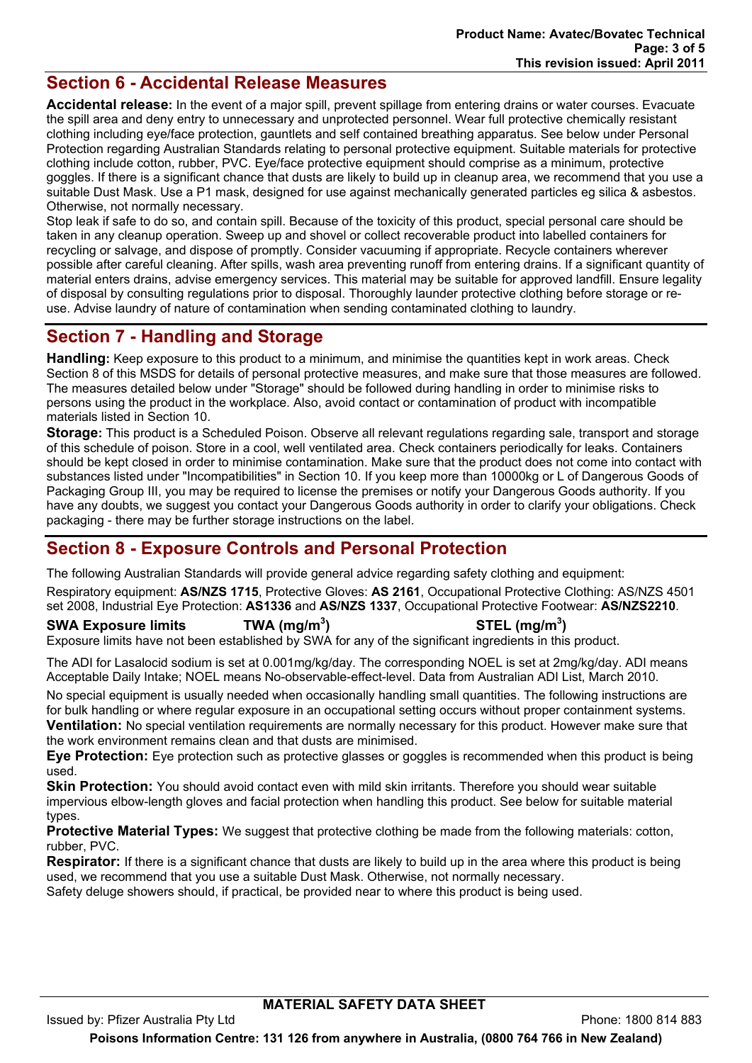## Section 6 - Accidental Release Measures

**Accidental release:** In the event of a major spill, prevent spillage from entering drains or water courses. Evacuate the spill area and deny entry to unnecessary and unprotected personnel. Wear full protective chemically resistant clothing including eye/face protection, gauntlets and self contained breathing apparatus. See below under Personal Protection regarding Australian Standards relating to personal protective equipment. Suitable materials for protective clothing include cotton, rubber, PVC. Eye/face protective equipment should comprise as a minimum, protective goggles. If there is a significant chance that dusts are likely to build up in cleanup area, we recommend that you use a suitable Dust Mask. Use a P1 mask, designed for use against mechanically generated particles eg silica & asbestos. Otherwise, not normally necessary.

Stop leak if safe to do so, and contain spill. Because of the toxicity of this product, special personal care should be taken in any cleanup operation. Sweep up and shovel or collect recoverable product into labelled containers for recycling or salvage, and dispose of promptly. Consider vacuuming if appropriate. Recycle containers wherever possible after careful cleaning. After spills, wash area preventing runoff from entering drains. If a significant quantity of material enters drains, advise emergency services. This material may be suitable for approved landfill. Ensure legality of disposal by consulting regulations prior to disposal. Thoroughly launder protective clothing before storage or re-use. Advise laundry of nature of contamination when sending contaminated clothing to laundry.

## Section 7 - Handling and Storage

**Handling:** Keep exposure to this product to a minimum, and minimise the quantities kept in work areas. Check Section 8 of this MSDS for details of personal protective measures, and make sure that those measures are followed. The measures detailed below under "Storage" should be followed during handling in order to minimise risks to persons using the product in the workplace. Also, avoid contact or contamination of product with incompatible materials listed in Section 10.

**Storage:** This product is a Scheduled Poison. Observe all relevant regulations regarding sale, transport and storage of this schedule of poison. Store in a cool, well ventilated area. Check containers periodically for leaks. Containers should be kept closed in order to minimise contamination. Make sure that the product does not come into contact with substances listed under "Incompatibilities" in Section 10. If you keep more than 10000kg or L of Dangerous Goods of Packaging Group III, you may be required to license the premises or notify your Dangerous Goods authority. If you have any doubts, we suggest you contact your Dangerous Goods authority in order to clarify your obligations. Check packaging - there may be further storage instructions on the label.

## Section 8 - Exposure Controls and Personal Protection

The following Australian Standards will provide general advice regarding safety clothing and equipment:

Respiratory equipment: **AS/NZS 1715**, Protective Gloves: **AS 2161**, Occupational Protective Clothing: AS/NZS 4501 set 2008, Industrial Eye Protection: **AS1336** and **AS/NZS 1337**, Occupational Protective Footwear: **AS/NZS2210**.

| **SWA Exposure limits** | **TWA (mg/m$^3$)** | **STEL (mg/m$^3$)** |
|---|---|---|

Exposure limits have not been established by SWA for any of the significant ingredients in this product.

The ADI for Lasalocid sodium is set at 0.001mg/kg/day. The corresponding NOEL is set at 2mg/kg/day. ADI means Acceptable Daily Intake; NOEL means No-observable-effect-level. Data from Australian ADI List, March 2010.

No special equipment is usually needed when occasionally handling small quantities. The following instructions are for bulk handling or where regular exposure in an occupational setting occurs without proper containment systems.

**Ventilation:** No special ventilation requirements are normally necessary for this product. However make sure that the work environment remains clean and that dusts are minimised.

**Eye Protection:** Eye protection such as protective glasses or goggles is recommended when this product is being used.

**Skin Protection:** You should avoid contact even with mild skin irritants. Therefore you should wear suitable impervious elbow-length gloves and facial protection when handling this product. See below for suitable material types.

**Protective Material Types:** We suggest that protective clothing be made from the following materials: cotton, rubber, PVC.

**Respirator:** If there is a significant chance that dusts are likely to build up in the area where this product is being used, we recommend that you use a suitable Dust Mask. Otherwise, not normally necessary.

Safety deluge showers should, if practical, be provided near to where this product is being used.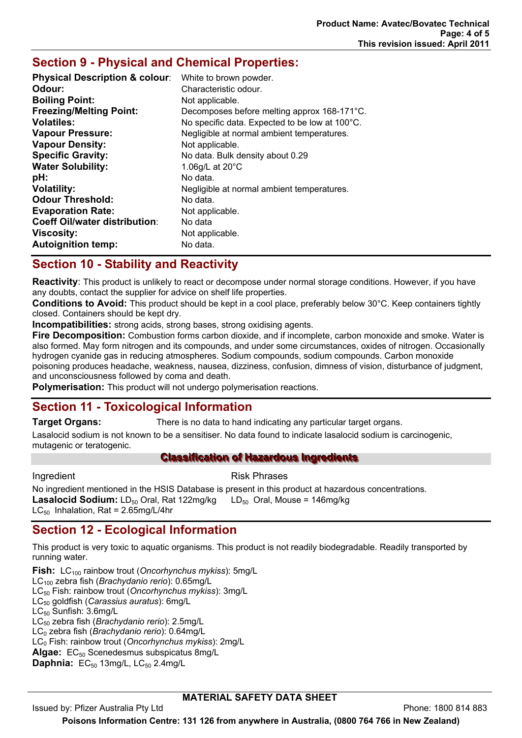## Section 9 - Physical and Chemical Properties:

| | |
|---|---|
| **Physical Description & colour**: | White to brown powder. |
| **Odour:** | Characteristic odour. |
| **Boiling Point:** | Not applicable. |
| **Freezing/Melting Point:** | Decomposes before melting approx 168-171°C. |
| **Volatiles:** | No specific data. Expected to be low at 100°C. |
| **Vapour Pressure:** | Negligible at normal ambient temperatures. |
| **Vapour Density:** | Not applicable. |
| **Specific Gravity:** | No data. Bulk density about 0.29 |
| **Water Solubility:** | 1.06g/L at 20°C |
| **pH:** | No data. |
| **Volatility:** | Negligible at normal ambient temperatures. |
| **Odour Threshold:** | No data. |
| **Evaporation Rate:** | Not applicable. |
| **Coeff Oil/water distribution**: | No data |
| **Viscosity:** | Not applicable. |
| **Autoignition temp:** | No data. |

## Section 10 - Stability and Reactivity

**Reactivity**: This product is unlikely to react or decompose under normal storage conditions. However, if you have any doubts, contact the supplier for advice on shelf life properties.

**Conditions to Avoid:** This product should be kept in a cool place, preferably below 30°C. Keep containers tightly closed. Containers should be kept dry.

**Incompatibilities:** strong acids, strong bases, strong oxidising agents.

**Fire Decomposition:** Combustion forms carbon dioxide, and if incomplete, carbon monoxide and smoke. Water is also formed. May form nitrogen and its compounds, and under some circumstances, oxides of nitrogen. Occasionally hydrogen cyanide gas in reducing atmospheres. Sodium compounds, sodium compounds. Carbon monoxide poisoning produces headache, weakness, nausea, dizziness, confusion, dimness of vision, disturbance of judgment, and unconsciousness followed by coma and death.

**Polymerisation:** This product will not undergo polymerisation reactions.

## Section 11 - Toxicological Information

**Target Organs:** There is no data to hand indicating any particular target organs.

Lasalocid sodium is not known to be a sensitiser. No data found to indicate lasalocid sodium is carcinogenic, mutagenic or teratogenic.

**Classification of Hazardous Ingredients**

| Ingredient | Risk Phrases |
|---|---|

No ingredient mentioned in the HSIS Database is present in this product at hazardous concentrations.

**Lasalocid Sodium:** $LD_{50}$ Oral, Rat 122mg/kg $LD_{50}$ Oral, Mouse = 146mg/kg
$LC_{50}$ Inhalation, Rat = 2.65mg/L/4hr

## Section 12 - Ecological Information

This product is very toxic to aquatic organisms. This product is not readily biodegradable. Readily transported by running water.

**Fish:** $LC_{100}$ rainbow trout (*Oncorhynchus mykiss*): 5mg/L
$LC_{100}$ zebra fish (*Brachydanio rerio*): 0.65mg/L
$LC_{50}$ Fish: rainbow trout (*Oncorhynchus mykiss*): 3mg/L
$LC_{50}$ goldfish (*Carassius auratus*): 6mg/L
$LC_{50}$ Sunfish: 3.6mg/L
$LC_{50}$ zebra fish (*Brachydanio rerio*): 2.5mg/L
$LC_{0}$ zebra fish (*Brachydanio rerio*): 0.64mg/L
$LC_{0}$ Fish: rainbow trout (*Oncorhynchus mykiss*): 2mg/L
**Algae:** $EC_{50}$ Scenedesmus subspicatus 8mg/L
**Daphnia:** $EC_{50}$ 13mg/L, $LC_{50}$ 2.4mg/L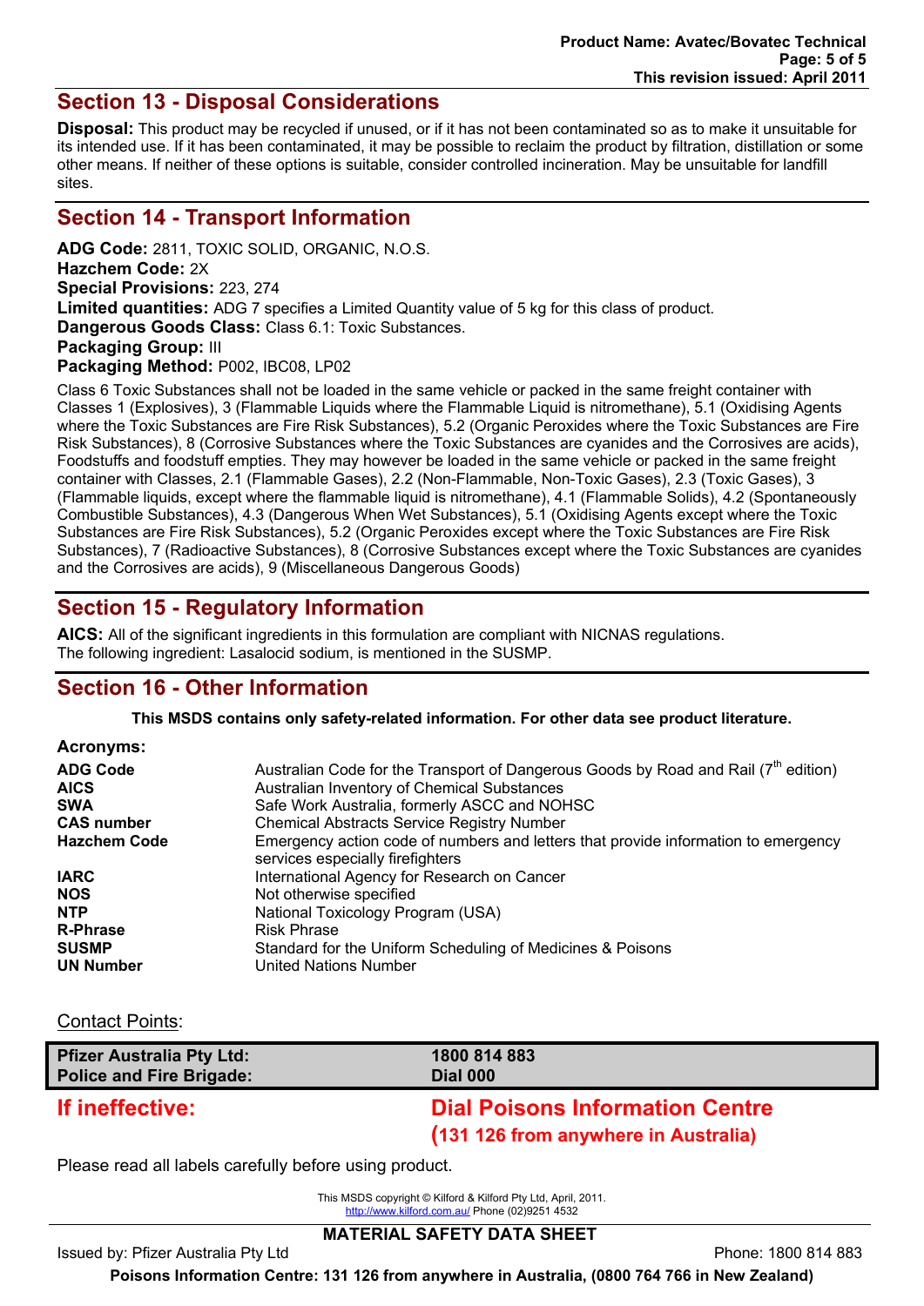## Section 13 - Disposal Considerations

**Disposal:** This product may be recycled if unused, or if it has not been contaminated so as to make it unsuitable for its intended use. If it has been contaminated, it may be possible to reclaim the product by filtration, distillation or some other means. If neither of these options is suitable, consider controlled incineration. May be unsuitable for landfill sites.

## Section 14 - Transport Information

**ADG Code:** 2811, TOXIC SOLID, ORGANIC, N.O.S.
**Hazchem Code:** 2X
**Special Provisions:** 223, 274
**Limited quantities:** ADG 7 specifies a Limited Quantity value of 5 kg for this class of product.
**Dangerous Goods Class:** Class 6.1: Toxic Substances.
**Packaging Group:** III
**Packaging Method:** P002, IBC08, LP02

Class 6 Toxic Substances shall not be loaded in the same vehicle or packed in the same freight container with Classes 1 (Explosives), 3 (Flammable Liquids where the Flammable Liquid is nitromethane), 5.1 (Oxidising Agents where the Toxic Substances are Fire Risk Substances), 5.2 (Organic Peroxides where the Toxic Substances are Fire Risk Substances), 8 (Corrosive Substances where the Toxic Substances are cyanides and the Corrosives are acids), Foodstuffs and foodstuff empties. They may however be loaded in the same vehicle or packed in the same freight container with Classes, 2.1 (Flammable Gases), 2.2 (Non-Flammable, Non-Toxic Gases), 2.3 (Toxic Gases), 3 (Flammable liquids, except where the flammable liquid is nitromethane), 4.1 (Flammable Solids), 4.2 (Spontaneously Combustible Substances), 4.3 (Dangerous When Wet Substances), 5.1 (Oxidising Agents except where the Toxic Substances are Fire Risk Substances), 5.2 (Organic Peroxides except where the Toxic Substances are Fire Risk Substances), 7 (Radioactive Substances), 8 (Corrosive Substances except where the Toxic Substances are cyanides and the Corrosives are acids), 9 (Miscellaneous Dangerous Goods)

## Section 15 - Regulatory Information

**AICS:** All of the significant ingredients in this formulation are compliant with NICNAS regulations.
The following ingredient: Lasalocid sodium, is mentioned in the SUSMP.

## Section 16 - Other Information

**This MSDS contains only safety-related information. For other data see product literature.**

**Acronyms:**

| | |
|---|---|
| **ADG Code** | Australian Code for the Transport of Dangerous Goods by Road and Rail (7th edition) |
| **AICS** | Australian Inventory of Chemical Substances |
| **SWA** | Safe Work Australia, formerly ASCC and NOHSC |
| **CAS number** | Chemical Abstracts Service Registry Number |
| **Hazchem Code** | Emergency action code of numbers and letters that provide information to emergency services especially firefighters |
| **IARC** | International Agency for Research on Cancer |
| **NOS** | Not otherwise specified |
| **NTP** | National Toxicology Program (USA) |
| **R-Phrase** | Risk Phrase |
| **SUSMP** | Standard for the Uniform Scheduling of Medicines & Poisons |
| **UN Number** | United Nations Number |

Contact Points:

| | |
|---|---|
| **Pfizer Australia Pty Ltd:** | **1800 814 883** |
| **Police and Fire Brigade:** | **Dial 000** |
| **If ineffective:** | **Dial Poisons Information Centre (131 126 from anywhere in Australia)** |

Please read all labels carefully before using product.

This MSDS copyright © Kilford & Kilford Pty Ltd, April, 2011.
http://www.kilford.com.au/ Phone (02)9251 4532